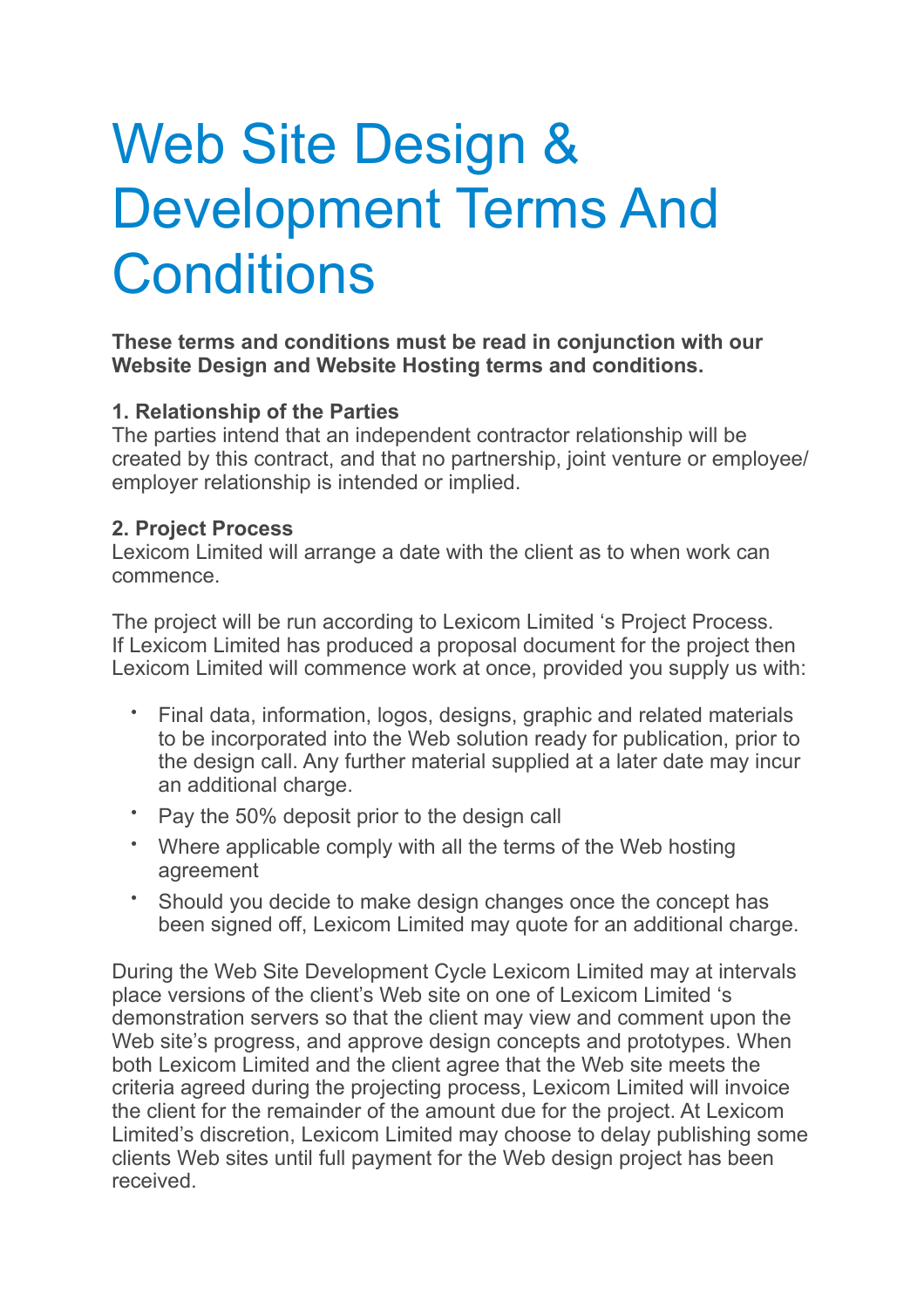# Web Site Design & Development Terms And Conditions

**These terms and conditions must be read in conjunction with our Website Design and Website Hosting terms and conditions.**

**1. Relationship of the Parties**

The parties intend that an independent contractor relationship will be created by this contract, and that no partnership, joint venture or employee/employer relationship is intended or implied.

**2. Project Process**

Lexicom Limited will arrange a date with the client as to when work can commence.

The project will be run according to Lexicom Limited 's Project Process. If Lexicom Limited has produced a proposal document for the project then Lexicom Limited will commence work at once, provided you supply us with:

- Final data, information, logos, designs, graphic and related materials to be incorporated into the Web solution ready for publication, prior to the design call. Any further material supplied at a later date may incur an additional charge.
- Pay the 50% deposit prior to the design call
- Where applicable comply with all the terms of the Web hosting agreement
- Should you decide to make design changes once the concept has been signed off, Lexicom Limited may quote for an additional charge.

During the Web Site Development Cycle Lexicom Limited may at intervals place versions of the client's Web site on one of Lexicom Limited 's demonstration servers so that the client may view and comment upon the Web site's progress, and approve design concepts and prototypes. When both Lexicom Limited and the client agree that the Web site meets the criteria agreed during the projecting process, Lexicom Limited will invoice the client for the remainder of the amount due for the project. At Lexicom Limited's discretion, Lexicom Limited may choose to delay publishing some clients Web sites until full payment for the Web design project has been received.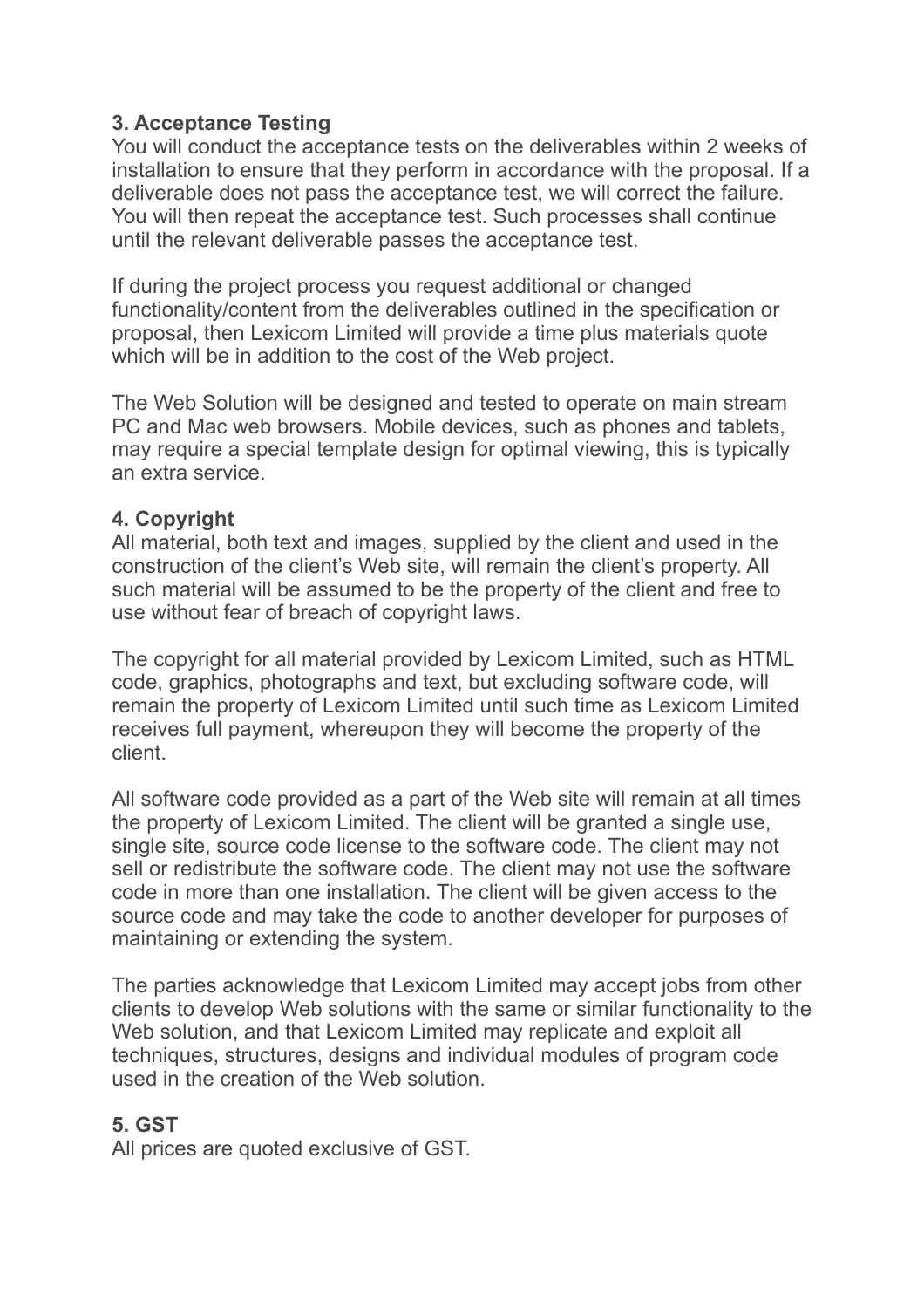**3. Acceptance Testing**

You will conduct the acceptance tests on the deliverables within 2 weeks of installation to ensure that they perform in accordance with the proposal. If a deliverable does not pass the acceptance test, we will correct the failure. You will then repeat the acceptance test. Such processes shall continue until the relevant deliverable passes the acceptance test.

If during the project process you request additional or changed functionality/content from the deliverables outlined in the specification or proposal, then Lexicom Limited will provide a time plus materials quote which will be in addition to the cost of the Web project.

The Web Solution will be designed and tested to operate on main stream PC and Mac web browsers. Mobile devices, such as phones and tablets, may require a special template design for optimal viewing, this is typically an extra service.

**4. Copyright**

All material, both text and images, supplied by the client and used in the construction of the client's Web site, will remain the client's property. All such material will be assumed to be the property of the client and free to use without fear of breach of copyright laws.

The copyright for all material provided by Lexicom Limited, such as HTML code, graphics, photographs and text, but excluding software code, will remain the property of Lexicom Limited until such time as Lexicom Limited receives full payment, whereupon they will become the property of the client.

All software code provided as a part of the Web site will remain at all times the property of Lexicom Limited. The client will be granted a single use, single site, source code license to the software code. The client may not sell or redistribute the software code. The client may not use the software code in more than one installation. The client will be given access to the source code and may take the code to another developer for purposes of maintaining or extending the system.

The parties acknowledge that Lexicom Limited may accept jobs from other clients to develop Web solutions with the same or similar functionality to the Web solution, and that Lexicom Limited may replicate and exploit all techniques, structures, designs and individual modules of program code used in the creation of the Web solution.

**5. GST**

All prices are quoted exclusive of GST.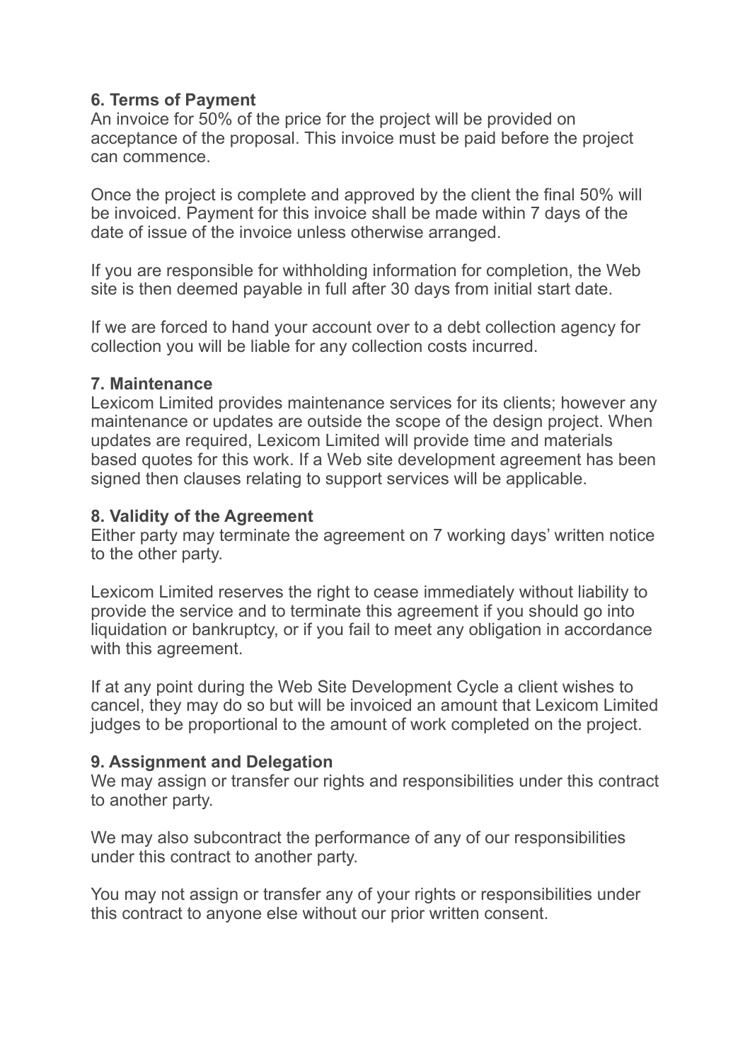**6. Terms of Payment**

An invoice for 50% of the price for the project will be provided on acceptance of the proposal. This invoice must be paid before the project can commence.

Once the project is complete and approved by the client the final 50% will be invoiced. Payment for this invoice shall be made within 7 days of the date of issue of the invoice unless otherwise arranged.

If you are responsible for withholding information for completion, the Web site is then deemed payable in full after 30 days from initial start date.

If we are forced to hand your account over to a debt collection agency for collection you will be liable for any collection costs incurred.

**7. Maintenance**

Lexicom Limited provides maintenance services for its clients; however any maintenance or updates are outside the scope of the design project. When updates are required, Lexicom Limited will provide time and materials based quotes for this work. If a Web site development agreement has been signed then clauses relating to support services will be applicable.

**8. Validity of the Agreement**

Either party may terminate the agreement on 7 working days' written notice to the other party.

Lexicom Limited reserves the right to cease immediately without liability to provide the service and to terminate this agreement if you should go into liquidation or bankruptcy, or if you fail to meet any obligation in accordance with this agreement.

If at any point during the Web Site Development Cycle a client wishes to cancel, they may do so but will be invoiced an amount that Lexicom Limited judges to be proportional to the amount of work completed on the project.

**9. Assignment and Delegation**

We may assign or transfer our rights and responsibilities under this contract to another party.

We may also subcontract the performance of any of our responsibilities under this contract to another party.

You may not assign or transfer any of your rights or responsibilities under this contract to anyone else without our prior written consent.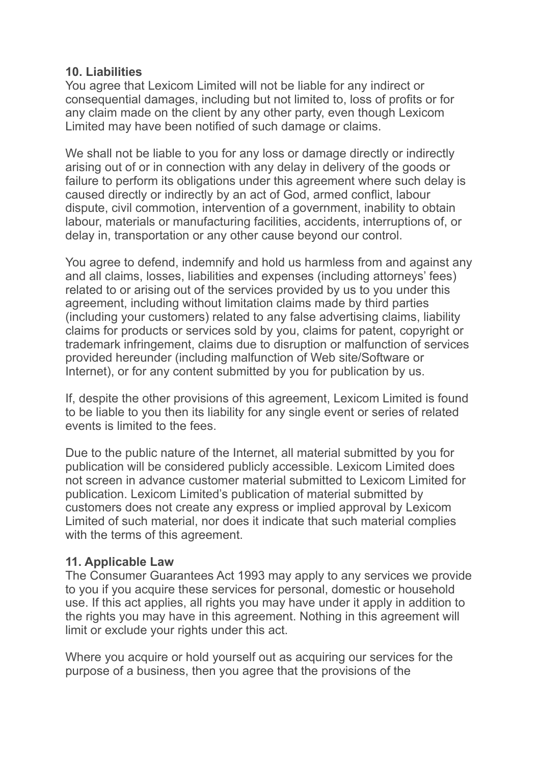**10. Liabilities**
You agree that Lexicom Limited will not be liable for any indirect or consequential damages, including but not limited to, loss of profits or for any claim made on the client by any other party, even though Lexicom Limited may have been notified of such damage or claims.

We shall not be liable to you for any loss or damage directly or indirectly arising out of or in connection with any delay in delivery of the goods or failure to perform its obligations under this agreement where such delay is caused directly or indirectly by an act of God, armed conflict, labour dispute, civil commotion, intervention of a government, inability to obtain labour, materials or manufacturing facilities, accidents, interruptions of, or delay in, transportation or any other cause beyond our control.

You agree to defend, indemnify and hold us harmless from and against any and all claims, losses, liabilities and expenses (including attorneys' fees) related to or arising out of the services provided by us to you under this agreement, including without limitation claims made by third parties (including your customers) related to any false advertising claims, liability claims for products or services sold by you, claims for patent, copyright or trademark infringement, claims due to disruption or malfunction of services provided hereunder (including malfunction of Web site/Software or Internet), or for any content submitted by you for publication by us.

If, despite the other provisions of this agreement, Lexicom Limited is found to be liable to you then its liability for any single event or series of related events is limited to the fees.

Due to the public nature of the Internet, all material submitted by you for publication will be considered publicly accessible. Lexicom Limited does not screen in advance customer material submitted to Lexicom Limited for publication. Lexicom Limited's publication of material submitted by customers does not create any express or implied approval by Lexicom Limited of such material, nor does it indicate that such material complies with the terms of this agreement.

**11. Applicable Law**
The Consumer Guarantees Act 1993 may apply to any services we provide to you if you acquire these services for personal, domestic or household use. If this act applies, all rights you may have under it apply in addition to the rights you may have in this agreement. Nothing in this agreement will limit or exclude your rights under this act.

Where you acquire or hold yourself out as acquiring our services for the purpose of a business, then you agree that the provisions of the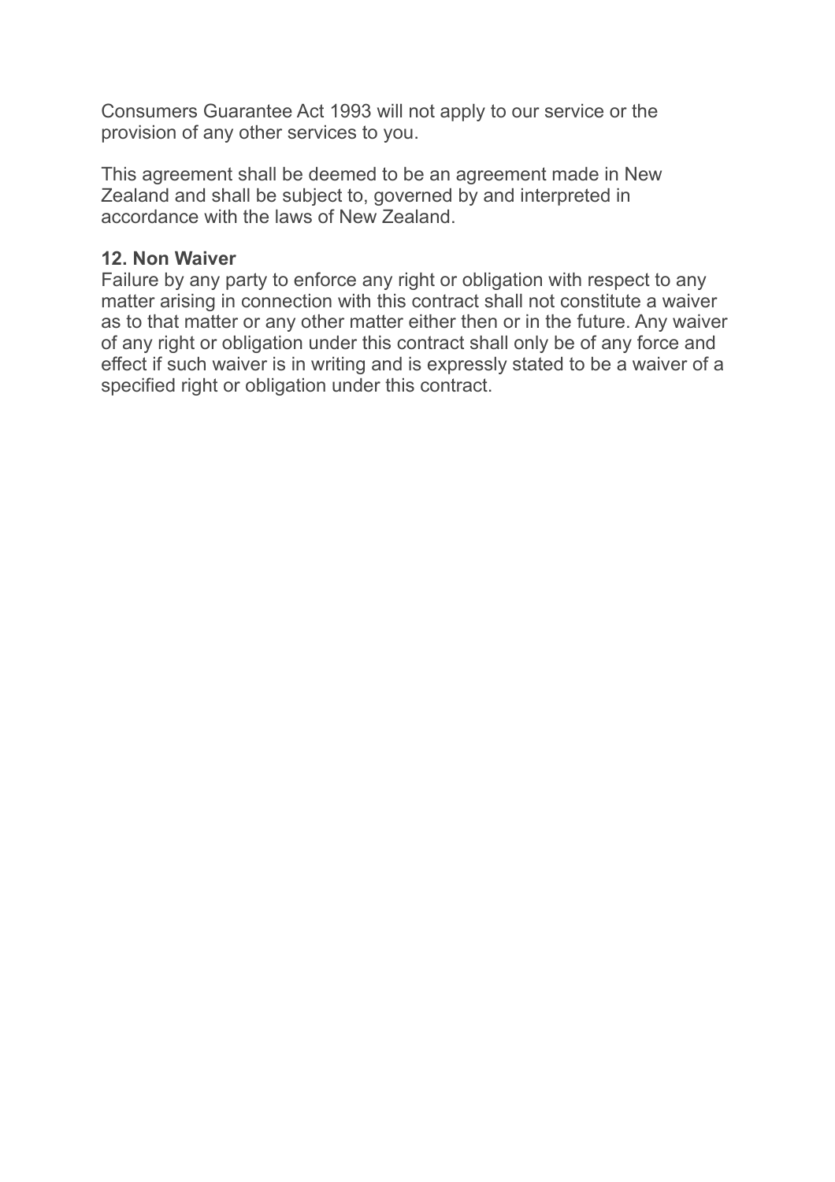Consumers Guarantee Act 1993 will not apply to our service or the provision of any other services to you.

This agreement shall be deemed to be an agreement made in New Zealand and shall be subject to, governed by and interpreted in accordance with the laws of New Zealand.

**12. Non Waiver**

Failure by any party to enforce any right or obligation with respect to any matter arising in connection with this contract shall not constitute a waiver as to that matter or any other matter either then or in the future. Any waiver of any right or obligation under this contract shall only be of any force and effect if such waiver is in writing and is expressly stated to be a waiver of a specified right or obligation under this contract.